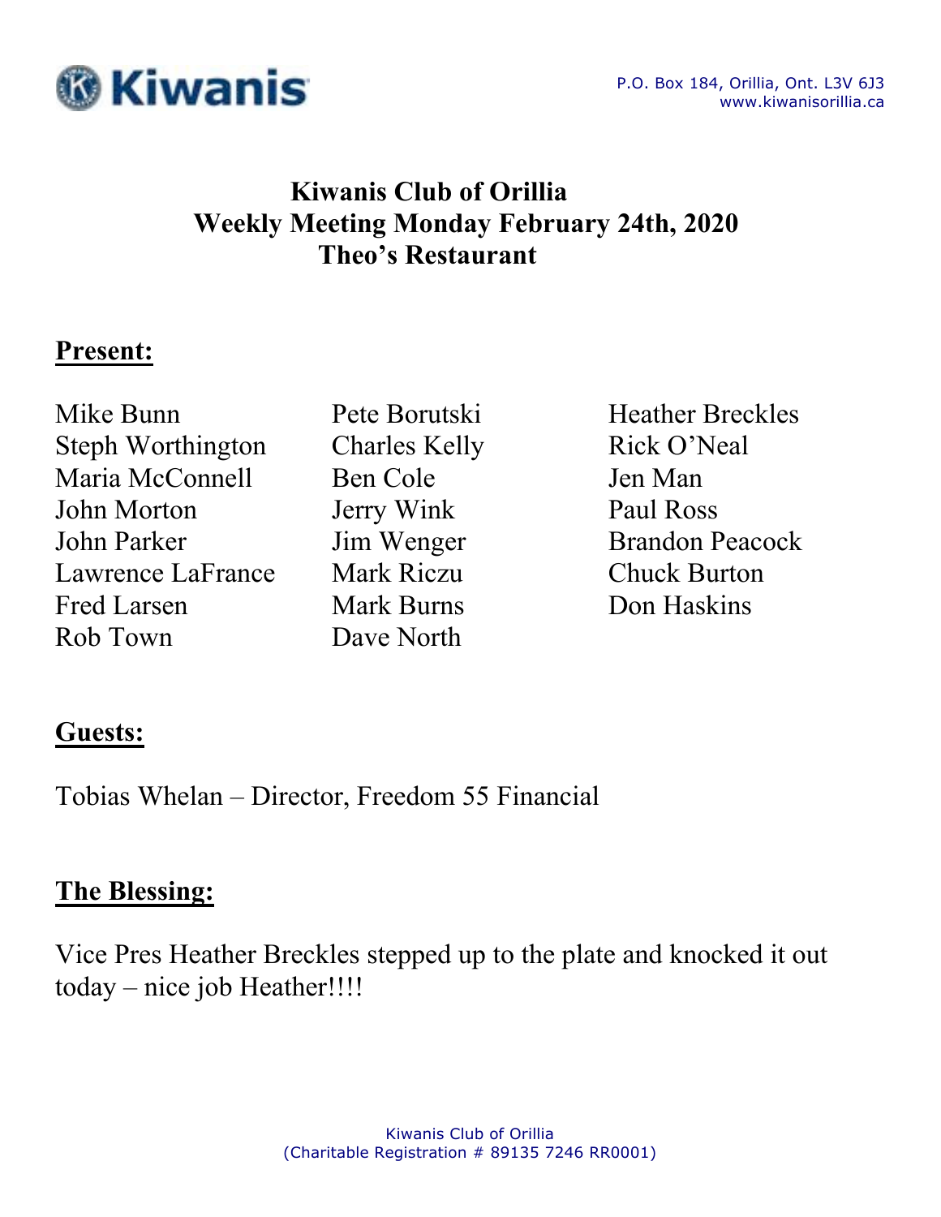Kiwanis

P.O. Box 184, Orillia, Ont. L3V 6J3
www.kiwanisorillia.ca

# Kiwanis Club of Orillia
## Weekly Meeting Monday February 24th, 2020
## Theo's Restaurant

**Present:**

Mike Bunn
Steph Worthington
Maria McConnell
John Morton
John Parker
Lawrence LaFrance
Fred Larsen
Rob Town
Pete Borutski
Charles Kelly
Ben Cole
Jerry Wink
Jim Wenger
Mark Riczu
Mark Burns
Dave North
Heather Breckles
Rick O'Neal
Jen Man
Paul Ross
Brandon Peacock
Chuck Burton
Don Haskins

**Guests:**

Tobias Whelan – Director, Freedom 55 Financial

**The Blessing:**

Vice Pres Heather Breckles stepped up to the plate and knocked it out today – nice job Heather!!!!

Kiwanis Club of Orillia
(Charitable Registration # 89135 7246 RR0001)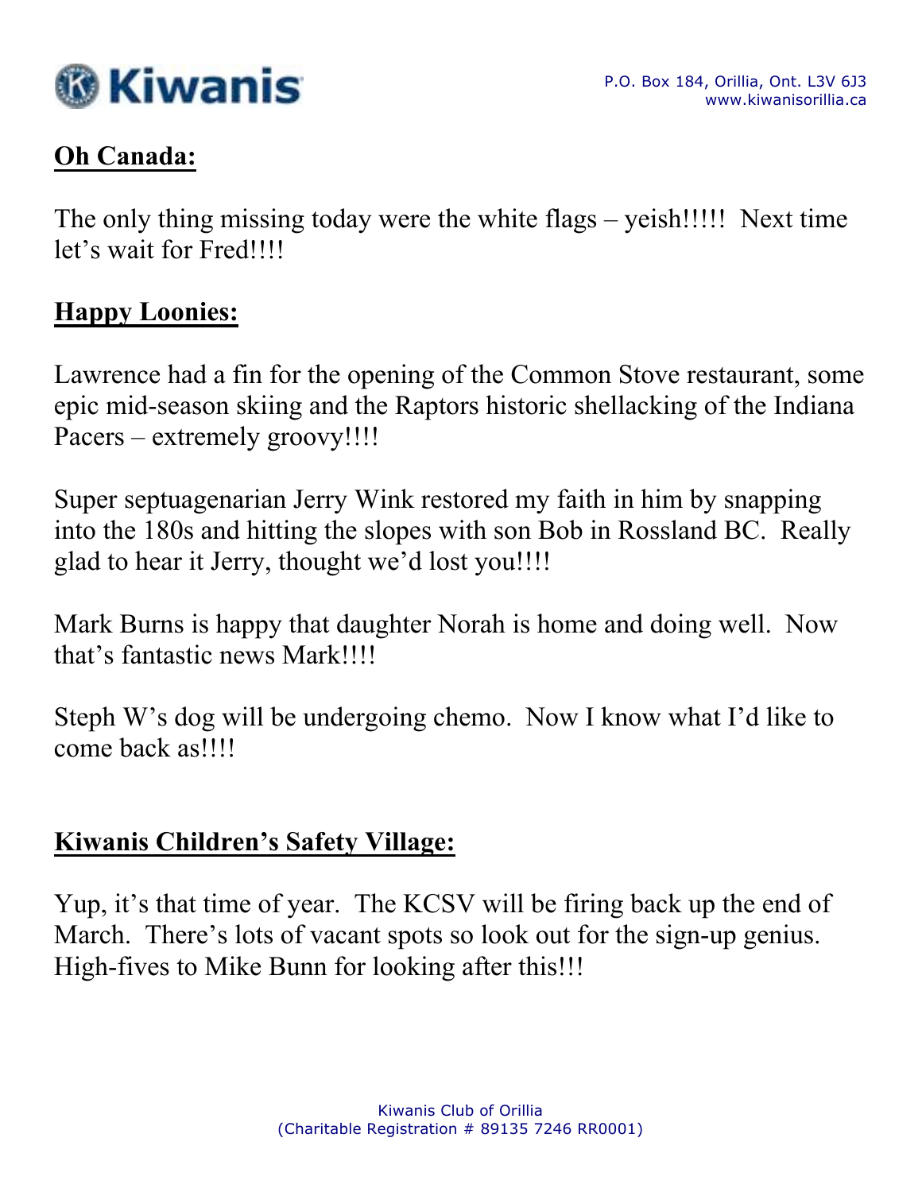## Oh Canada:

The only thing missing today were the white flags – yeish!!!!! Next time let's wait for Fred!!!!

## Happy Loonies:

Lawrence had a fin for the opening of the Common Stove restaurant, some epic mid-season skiing and the Raptors historic shellacking of the Indiana Pacers – extremely groovy!!!!

Super septuagenarian Jerry Wink restored my faith in him by snapping into the 180s and hitting the slopes with son Bob in Rossland BC. Really glad to hear it Jerry, thought we'd lost you!!!!

Mark Burns is happy that daughter Norah is home and doing well. Now that's fantastic news Mark!!!!

Steph W's dog will be undergoing chemo. Now I know what I'd like to come back as!!!!

## Kiwanis Children's Safety Village:

Yup, it's that time of year. The KCSV will be firing back up the end of March. There's lots of vacant spots so look out for the sign-up genius. High-fives to Mike Bunn for looking after this!!!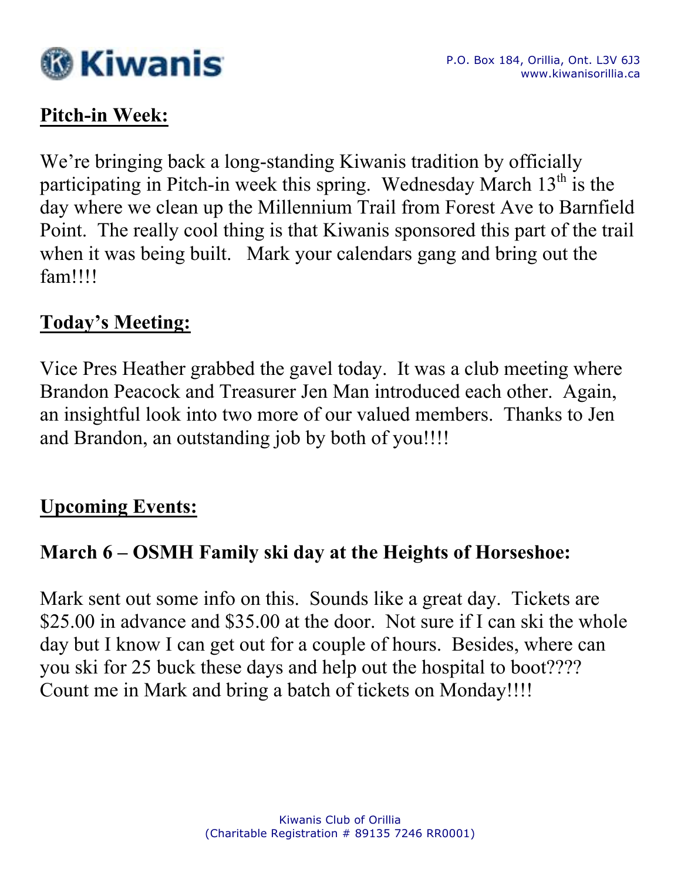## Pitch-in Week:

We're bringing back a long-standing Kiwanis tradition by officially participating in Pitch-in week this spring. Wednesday March 13th is the day where we clean up the Millennium Trail from Forest Ave to Barnfield Point. The really cool thing is that Kiwanis sponsored this part of the trail when it was being built. Mark your calendars gang and bring out the fam!!!!

## Today's Meeting:

Vice Pres Heather grabbed the gavel today. It was a club meeting where Brandon Peacock and Treasurer Jen Man introduced each other. Again, an insightful look into two more of our valued members. Thanks to Jen and Brandon, an outstanding job by both of you!!!!

## Upcoming Events:

### March 6 – OSMH Family ski day at the Heights of Horseshoe:

Mark sent out some info on this. Sounds like a great day. Tickets are \$25.00 in advance and \$35.00 at the door. Not sure if I can ski the whole day but I know I can get out for a couple of hours. Besides, where can you ski for 25 buck these days and help out the hospital to boot???? Count me in Mark and bring a batch of tickets on Monday!!!!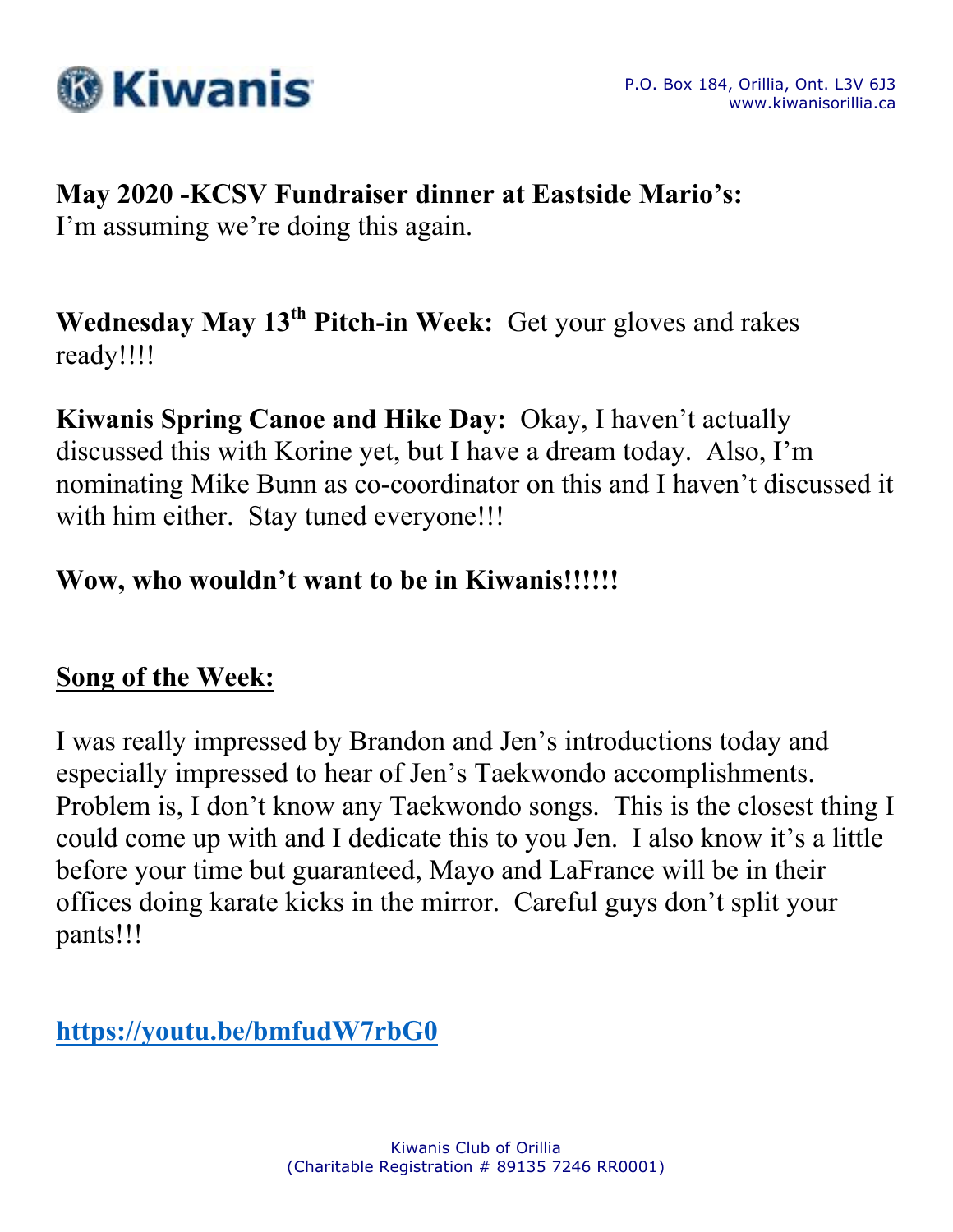**May 2020 -KCSV Fundraiser dinner at Eastside Mario's:**
I'm assuming we're doing this again.

**Wednesday May 13th Pitch-in Week:** Get your gloves and rakes ready!!!!

**Kiwanis Spring Canoe and Hike Day:** Okay, I haven't actually discussed this with Korine yet, but I have a dream today. Also, I'm nominating Mike Bunn as co-coordinator on this and I haven't discussed it with him either. Stay tuned everyone!!!

**Wow, who wouldn't want to be in Kiwanis!!!!!!**

**<u>Song of the Week:</u>**

I was really impressed by Brandon and Jen's introductions today and especially impressed to hear of Jen's Taekwondo accomplishments. Problem is, I don't know any Taekwondo songs. This is the closest thing I could come up with and I dedicate this to you Jen. I also know it's a little before your time but guaranteed, Mayo and LaFrance will be in their offices doing karate kicks in the mirror. Careful guys don't split your pants!!!

**https://youtu.be/bmfudW7rbG0**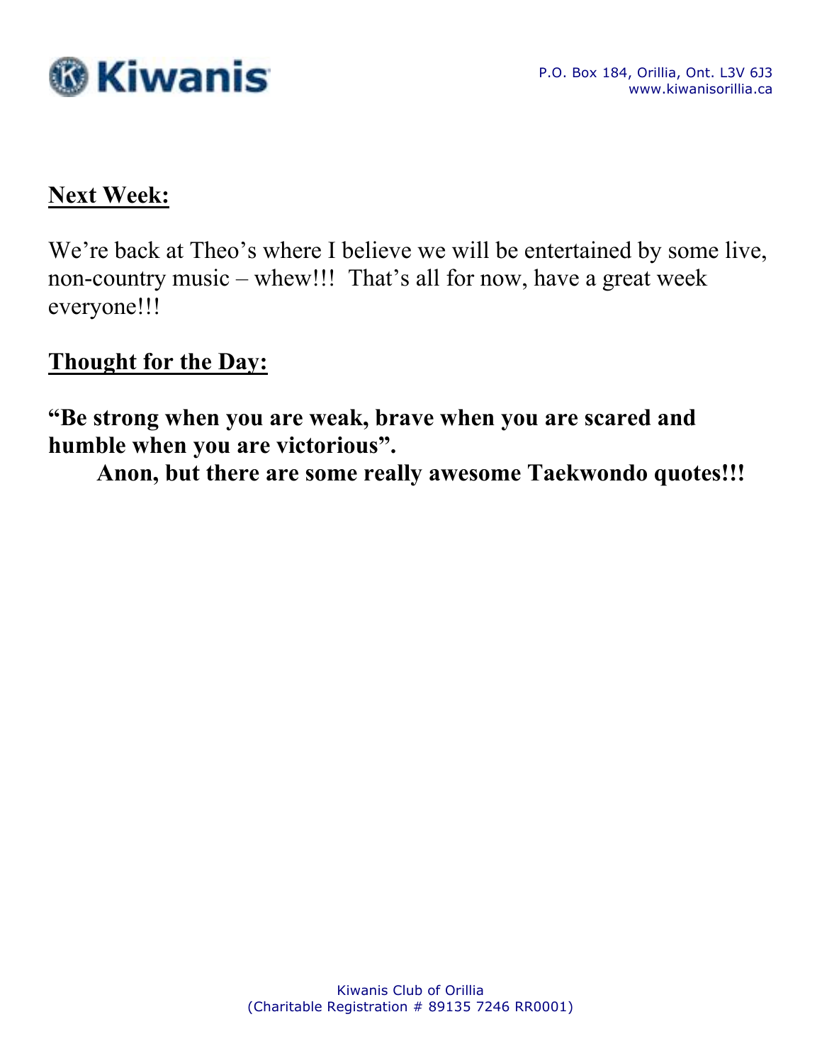## Next Week:

We're back at Theo's where I believe we will be entertained by some live, non-country music – whew!!! That's all for now, have a great week everyone!!!

## Thought for the Day:

**"Be strong when you are weak, brave when you are scared and humble when you are victorious".**

**Anon, but there are some really awesome Taekwondo quotes!!!**